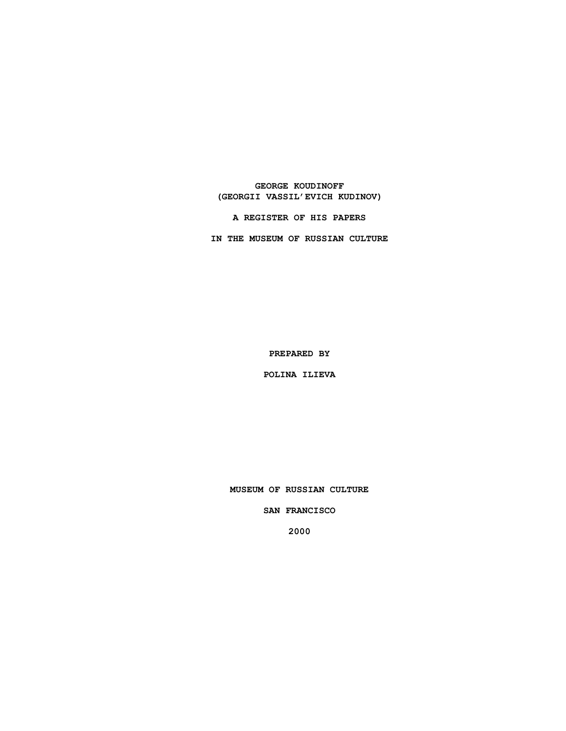# GEORGE KOUDINOFF
# (GEORGII VASSIL'EVICH KUDINOV)

## A REGISTER OF HIS PAPERS

## IN THE MUSEUM OF RUSSIAN CULTURE

PREPARED BY

POLINA ILIEVA

MUSEUM OF RUSSIAN CULTURE

SAN FRANCISCO

2000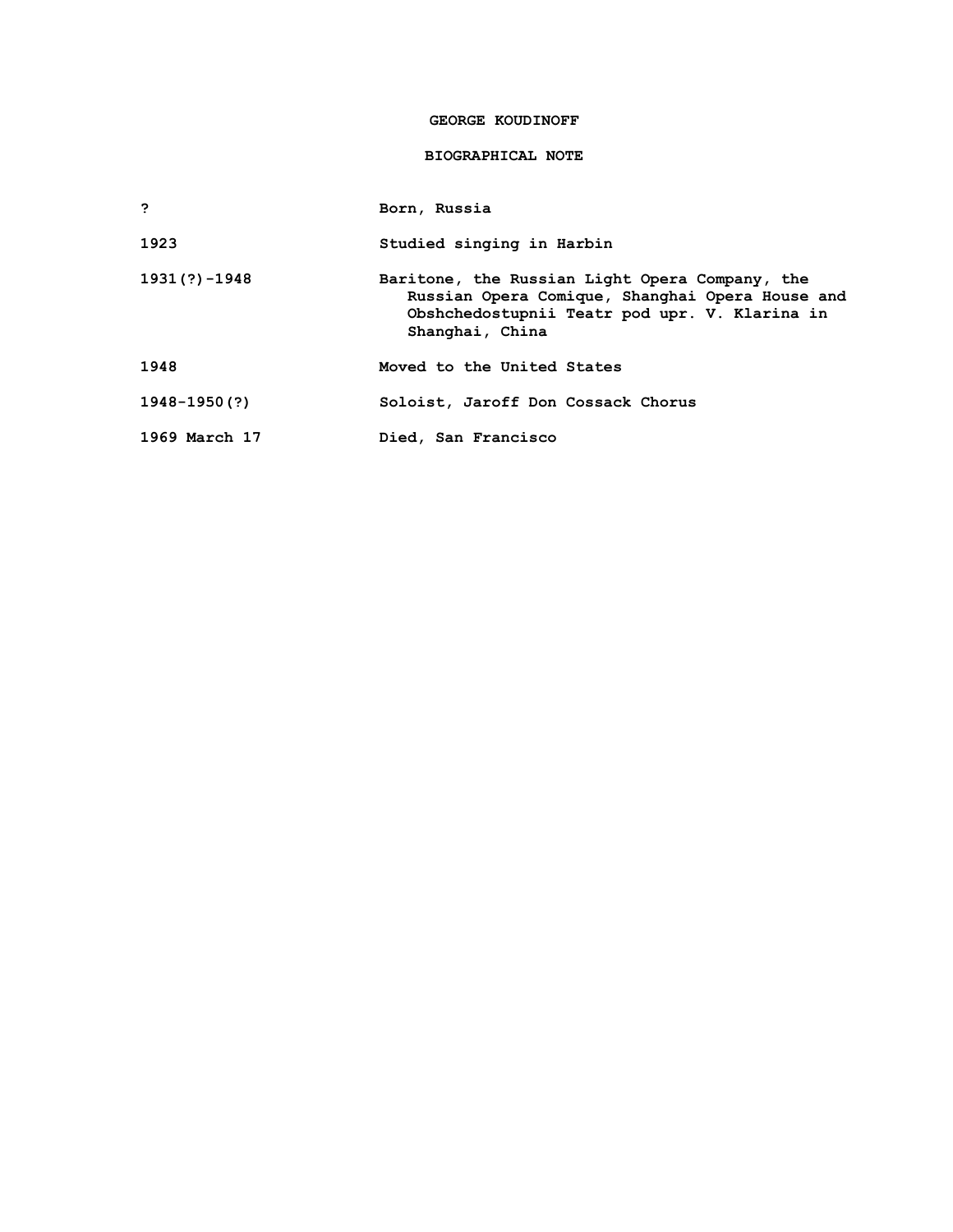# GEORGE KOUDINOFF

## BIOGRAPHICAL NOTE

| | |
|---|---|
| ? | Born, Russia |
| 1923 | Studied singing in Harbin |
| 1931(?)-1948 | Baritone, the Russian Light Opera Company, the Russian Opera Comique, Shanghai Opera House and Obshchedostupnii Teatr pod upr. V. Klarina in Shanghai, China |
| 1948 | Moved to the United States |
| 1948-1950(?) | Soloist, Jaroff Don Cossack Chorus |
| 1969 March 17 | Died, San Francisco |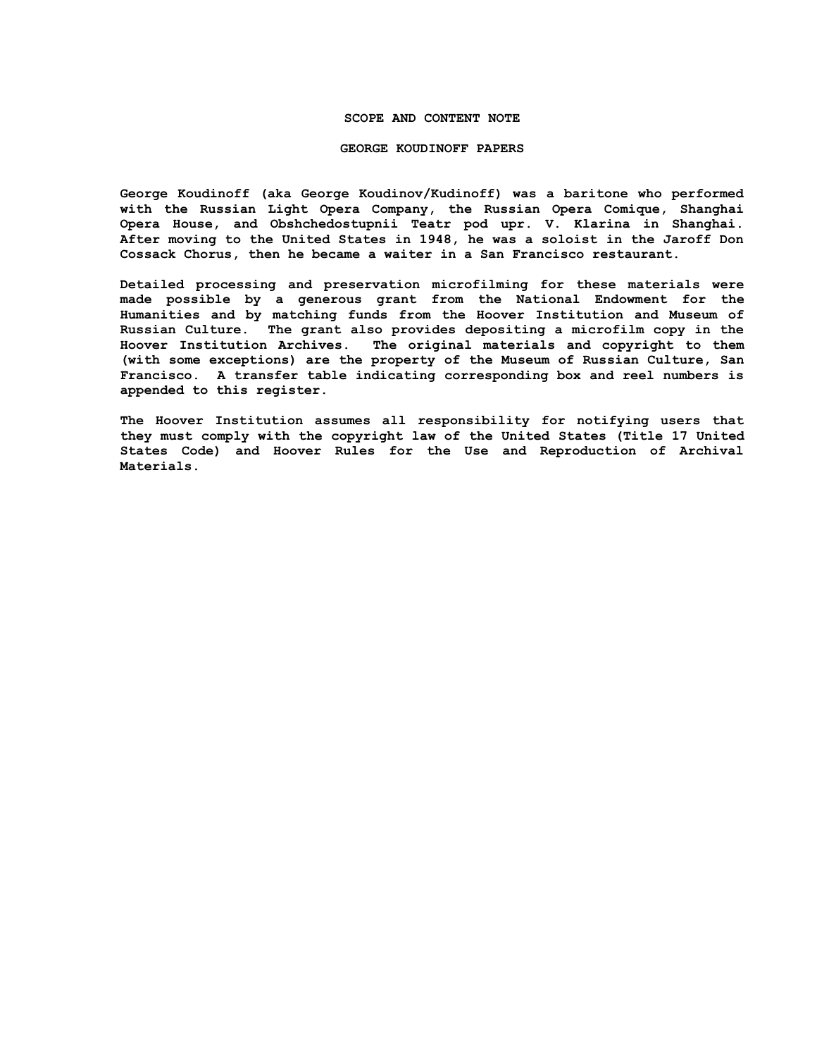## SCOPE AND CONTENT NOTE

## GEORGE KOUDINOFF PAPERS

George Koudinoff (aka George Koudinov/Kudinoff) was a baritone who performed with the Russian Light Opera Company, the Russian Opera Comique, Shanghai Opera House, and Obshchedostupnii Teatr pod upr. V. Klarina in Shanghai. After moving to the United States in 1948, he was a soloist in the Jaroff Don Cossack Chorus, then he became a waiter in a San Francisco restaurant.

Detailed processing and preservation microfilming for these materials were made possible by a generous grant from the National Endowment for the Humanities and by matching funds from the Hoover Institution and Museum of Russian Culture. The grant also provides depositing a microfilm copy in the Hoover Institution Archives. The original materials and copyright to them (with some exceptions) are the property of the Museum of Russian Culture, San Francisco. A transfer table indicating corresponding box and reel numbers is appended to this register.

The Hoover Institution assumes all responsibility for notifying users that they must comply with the copyright law of the United States (Title 17 United States Code) and Hoover Rules for the Use and Reproduction of Archival Materials.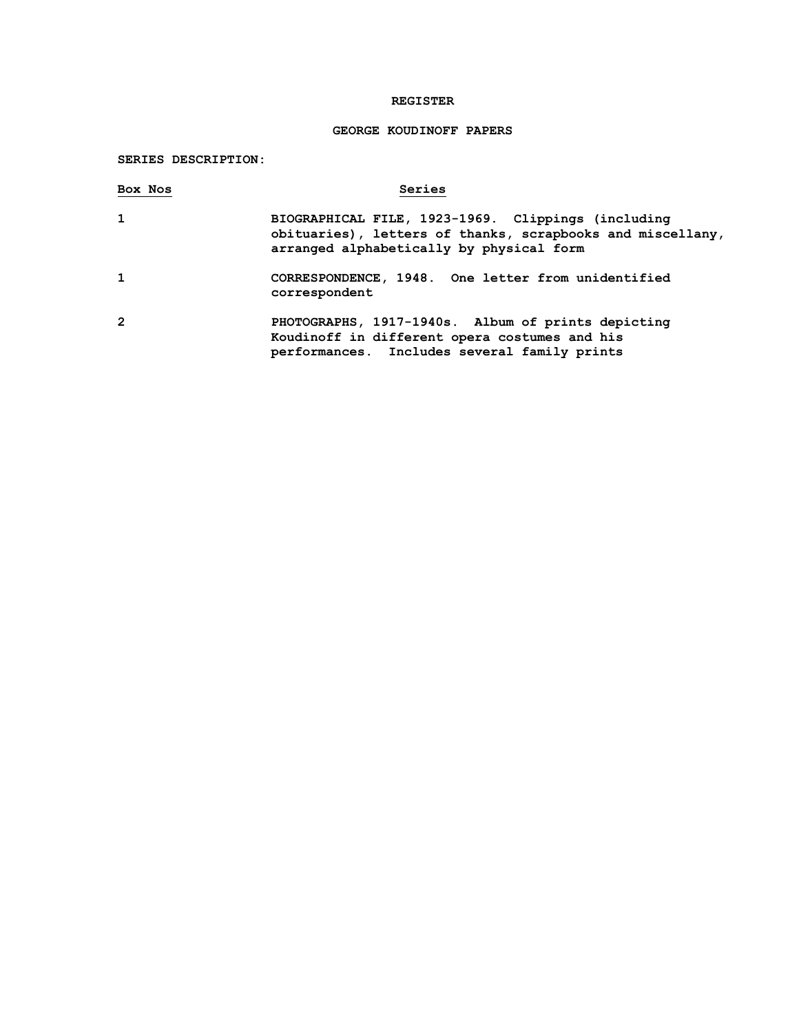# REGISTER

## GEORGE KOUDINOFF PAPERS

**SERIES DESCRIPTION:**

| Box Nos | Series |
|---|---|
| 1 | BIOGRAPHICAL FILE, 1923-1969. Clippings (including obituaries), letters of thanks, scrapbooks and miscellany, arranged alphabetically by physical form |
| 1 | CORRESPONDENCE, 1948. One letter from unidentified correspondent |
| 2 | PHOTOGRAPHS, 1917-1940s. Album of prints depicting Koudinoff in different opera costumes and his performances. Includes several family prints |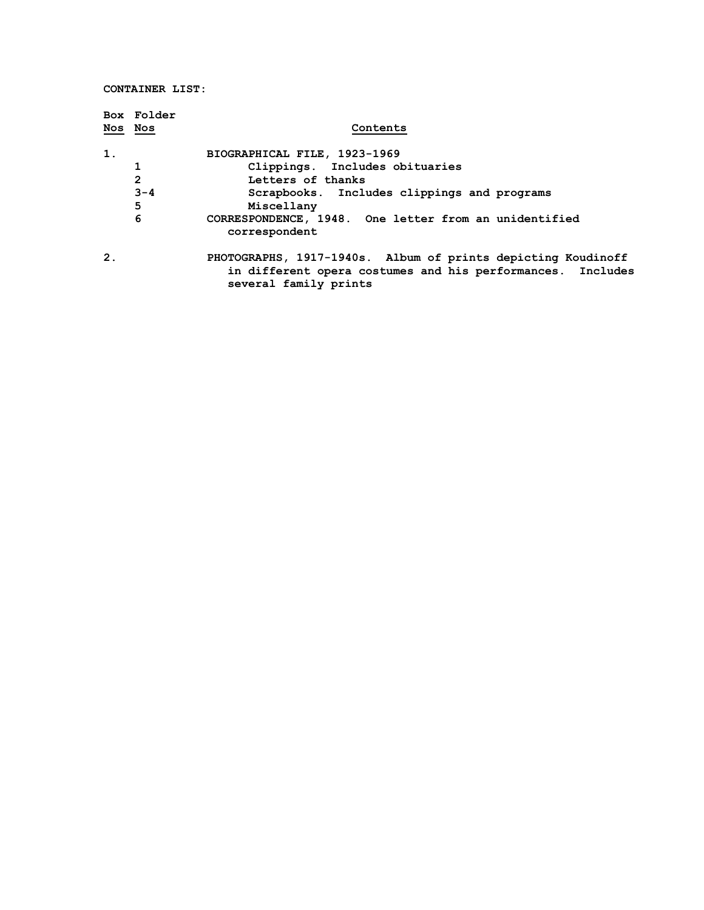**CONTAINER LIST:**

| Box Nos | Folder Nos | Contents |
|---|---|---|
| 1. | | BIOGRAPHICAL FILE, 1923-1969 |
| | 1 | Clippings. Includes obituaries |
| | 2 | Letters of thanks |
| | 3-4 | Scrapbooks. Includes clippings and programs |
| | 5 | Miscellany |
| | 6 | CORRESPONDENCE, 1948. One letter from an unidentified correspondent |
| 2. | | PHOTOGRAPHS, 1917-1940s. Album of prints depicting Koudinoff in different opera costumes and his performances. Includes several family prints |